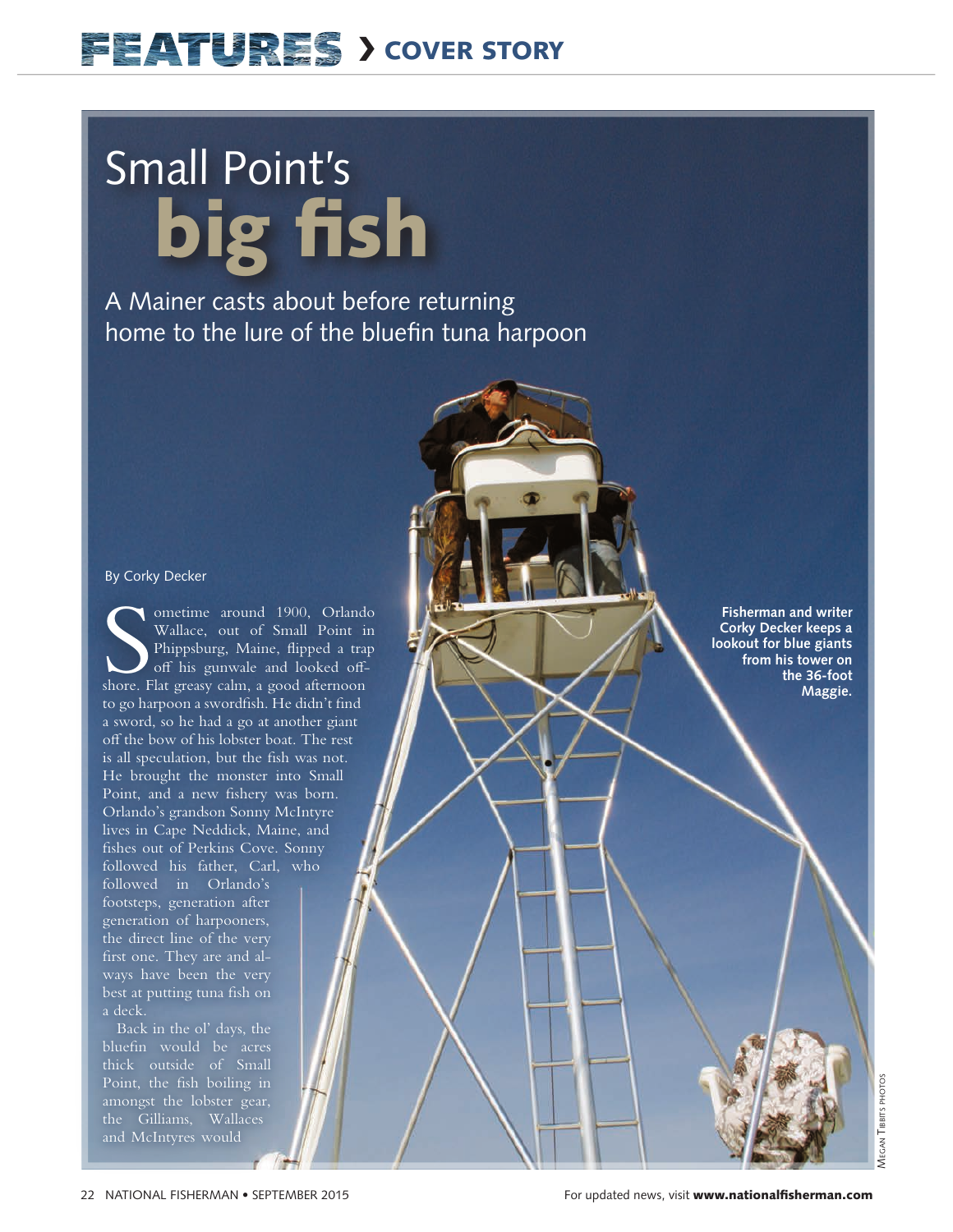FEATURES › COVER STORY

# Small Point's big fish

## A Mainer casts about before returning home to the lure of the bluefin tuna harpoon

By Corky Decker

Sometime around 1900, Orlando Wallace, out of Small Point in Phippsburg, Maine, flipped a trap off his gunwale and looked offshore. Flat greasy calm, a good afternoon to go harpoon a swordfish. He didn't find a sword, so he had a go at another giant off the bow of his lobster boat. The rest is all speculation, but the fish was not. He brought the monster into Small Point, and a new fishery was born. Orlando's grandson Sonny McIntyre lives in Cape Neddick, Maine, and fishes out of Perkins Cove. Sonny followed his father, Carl, who followed in Orlando's footsteps, generation after generation of harpooners, the direct line of the very first one. They are and always have been the very best at putting tuna fish on a deck.

Back in the ol' days, the bluefin would be acres thick outside of Small Point, the fish boiling in amongst the lobster gear, the Gilliams, Wallaces and McIntyres would

**Fisherman and writer Corky Decker keeps a lookout for blue giants from his tower on the 36-foot Maggie.**

Megan Tibbits photos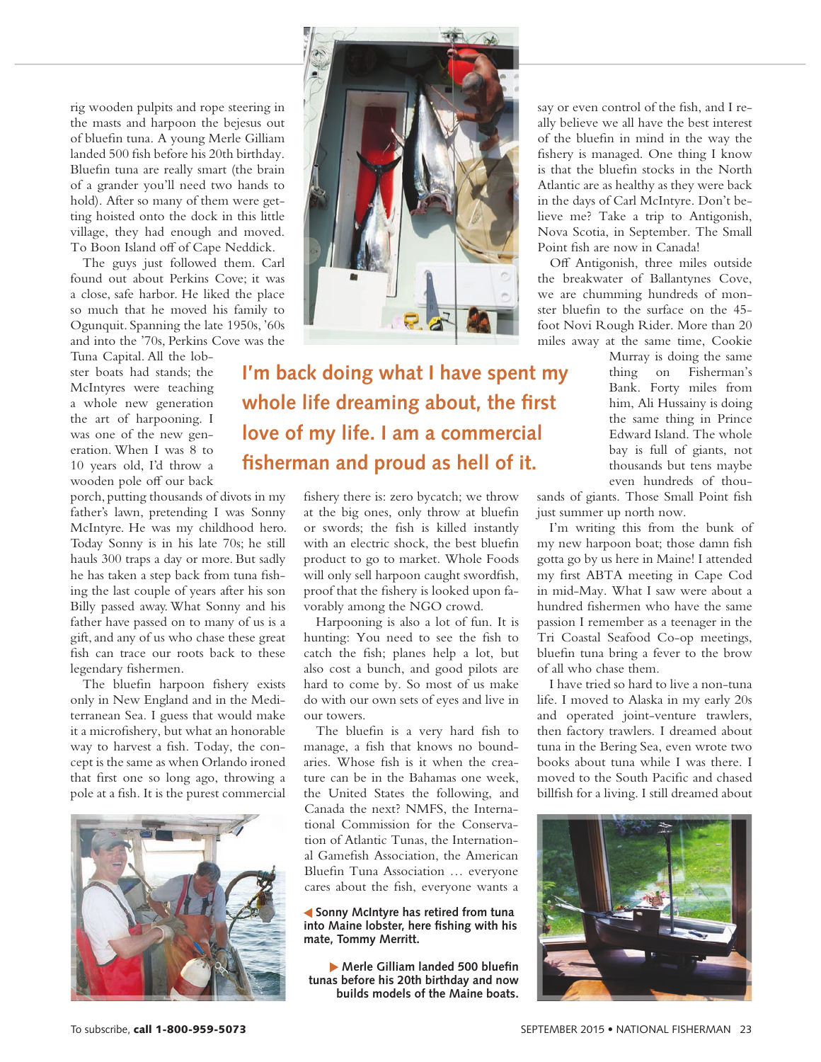rig wooden pulpits and rope steering in the masts and harpoon the bejesus out of bluefin tuna. A young Merle Gilliam landed 500 fish before his 20th birthday. Bluefin tuna are really smart (the brain of a grander you'll need two hands to hold). After so many of them were getting hoisted onto the dock in this little village, they had enough and moved. To Boon Island off of Cape Neddick.

The guys just followed them. Carl found out about Perkins Cove; it was a close, safe harbor. He liked the place so much that he moved his family to Ogunquit. Spanning the late 1950s, '60s and into the '70s, Perkins Cove was the Tuna Capital. All the lobster boats had stands; the McIntyres were teaching a whole new generation the art of harpooning. I was one of the new generation. When I was 8 to 10 years old, I'd throw a wooden pole off our back porch, putting thousands of divots in my father's lawn, pretending I was Sonny McIntyre. He was my childhood hero. Today Sonny is in his late 70s; he still hauls 300 traps a day or more. But sadly he has taken a step back from tuna fishing the last couple of years after his son Billy passed away. What Sonny and his father have passed on to many of us is a gift, and any of us who chase these great fish can trace our roots back to these legendary fishermen.

The bluefin harpoon fishery exists only in New England and in the Mediterranean Sea. I guess that would make it a microfishery, but what an honorable way to harvest a fish. Today, the concept is the same as when Orlando ironed that first one so long ago, throwing a pole at a fish. It is the purest commercial fishery there is: zero bycatch; we throw at the big ones, only throw at bluefin or swords; the fish is killed instantly with an electric shock, the best bluefin product to go to market. Whole Foods will only sell harpoon caught swordfish, proof that the fishery is looked upon favorably among the NGO crowd.

**I'm back doing what I have spent my whole life dreaming about, the first love of my life. I am a commercial fisherman and proud as hell of it.**

Harpooning is also a lot of fun. It is hunting: You need to see the fish to catch the fish; planes help a lot, but also cost a bunch, and good pilots are hard to come by. So most of us make do with our own sets of eyes and live in our towers.

The bluefin is a very hard fish to manage, a fish that knows no boundaries. Whose fish is it when the creature can be in the Bahamas one week, the United States the following, and Canada the next? NMFS, the International Commission for the Conservation of Atlantic Tunas, the International Gamefish Association, the American Bluefin Tuna Association … everyone cares about the fish, everyone wants a say or even control of the fish, and I really believe we all have the best interest of the bluefin in mind in the way the fishery is managed. One thing I know is that the bluefin stocks in the North Atlantic are as healthy as they were back in the days of Carl McIntyre. Don't believe me? Take a trip to Antigonish, Nova Scotia, in September. The Small Point fish are now in Canada!

Off Antigonish, three miles outside the breakwater of Ballantynes Cove, we are chumming hundreds of monster bluefin to the surface on the 45-foot Novi Rough Rider. More than 20 miles away at the same time, Cookie Murray is doing the same thing on Fisherman's Bank. Forty miles from him, Ali Hussainy is doing the same thing in Prince Edward Island. The whole bay is full of giants, not thousands but tens maybe even hundreds of thousands of giants. Those Small Point fish just summer up north now.

I'm writing this from the bunk of my new harpoon boat; those damn fish gotta go by us here in Maine! I attended my first ABTA meeting in Cape Cod in mid-May. What I saw were about a hundred fishermen who have the same passion I remember as a teenager in the Tri Coastal Seafood Co-op meetings, bluefin tuna bring a fever to the brow of all who chase them.

I have tried so hard to live a non-tuna life. I moved to Alaska in my early 20s and operated joint-venture trawlers, then factory trawlers. I dreamed about tuna in the Bering Sea, even wrote two books about tuna while I was there. I moved to the South Pacific and chased billfish for a living. I still dreamed about

◀ **Sonny McIntyre has retired from tuna into Maine lobster, here fishing with his mate, Tommy Merritt.**

▶ **Merle Gilliam landed 500 bluefin tunas before his 20th birthday and now builds models of the Maine boats.**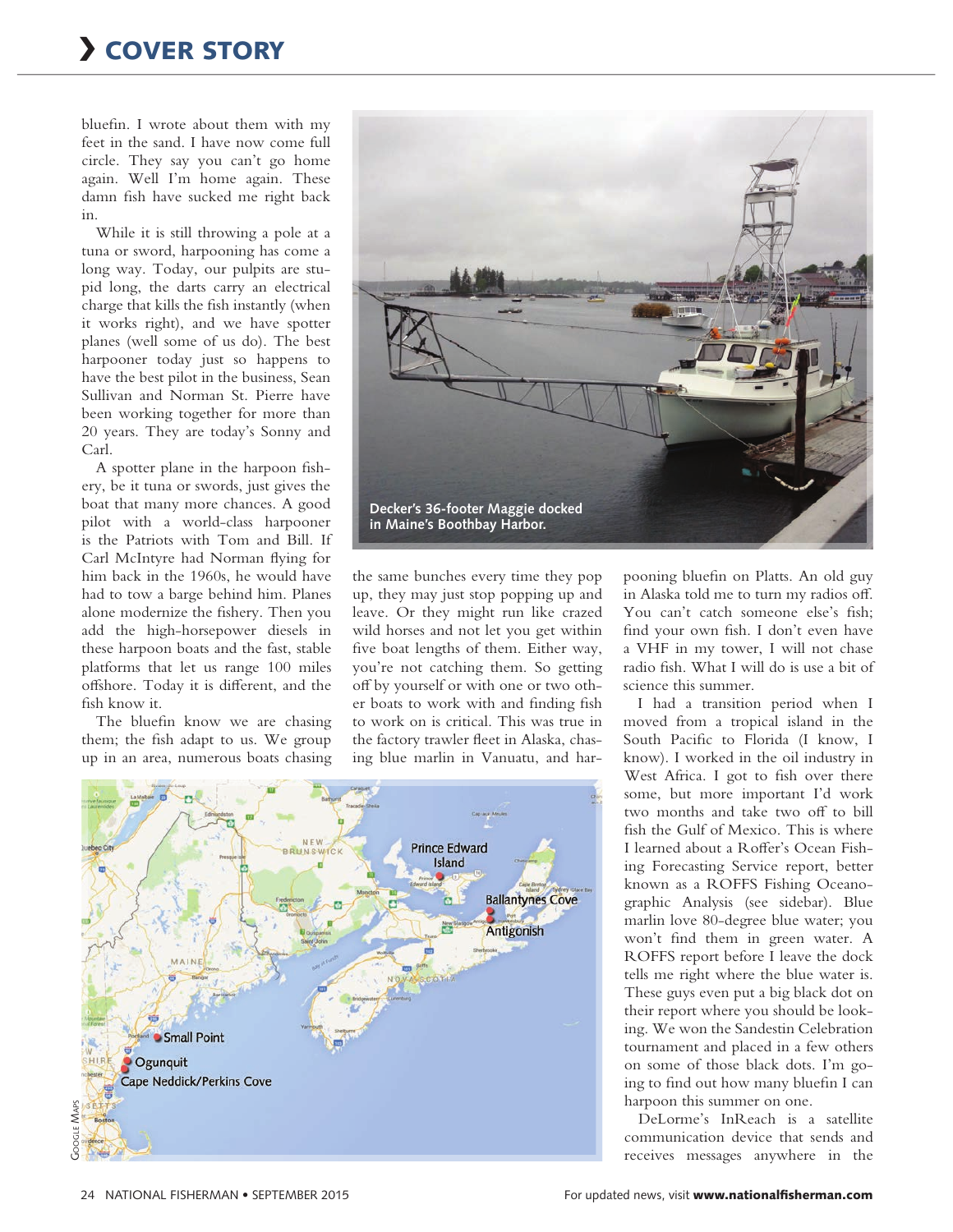bluefin. I wrote about them with my feet in the sand. I have now come full circle. They say you can't go home again. Well I'm home again. These damn fish have sucked me right back in.

While it is still throwing a pole at a tuna or sword, harpooning has come a long way. Today, our pulpits are stupid long, the darts carry an electrical charge that kills the fish instantly (when it works right), and we have spotter planes (well some of us do). The best harpooner today just so happens to have the best pilot in the business, Sean Sullivan and Norman St. Pierre have been working together for more than 20 years. They are today's Sonny and Carl.

A spotter plane in the harpoon fishery, be it tuna or swords, just gives the boat that many more chances. A good pilot with a world-class harpooner is the Patriots with Tom and Bill. If Carl McIntyre had Norman flying for him back in the 1960s, he would have had to tow a barge behind him. Planes alone modernize the fishery. Then you add the high-horsepower diesels in these harpoon boats and the fast, stable platforms that let us range 100 miles offshore. Today it is different, and the fish know it.

The bluefin know we are chasing them; the fish adapt to us. We group up in an area, numerous boats chasing the same bunches every time they pop up, they may just stop popping up and leave. Or they might run like crazed wild horses and not let you get within five boat lengths of them. Either way, you're not catching them. So getting off by yourself or with one or two other boats to work with and finding fish to work on is critical. This was true in the factory trawler fleet in Alaska, chasing blue marlin in Vanuatu, and harpooning bluefin on Platts. An old guy in Alaska told me to turn my radios off. You can't catch someone else's fish; find your own fish. I don't even have a VHF in my tower, I will not chase radio fish. What I will do is use a bit of science this summer.

Decker's 36-footer Maggie docked in Maine's Boothbay Harbor.

I had a transition period when I moved from a tropical island in the South Pacific to Florida (I know, I know). I worked in the oil industry in West Africa. I got to fish over there some, but more important I'd work two months and take two off to bill fish the Gulf of Mexico. This is where I learned about a Roffer's Ocean Fishing Forecasting Service report, better known as a ROFFS Fishing Oceanographic Analysis (see sidebar). Blue marlin love 80-degree blue water; you won't find them in green water. A ROFFS report before I leave the dock tells me right where the blue water is. These guys even put a big black dot on their report where you should be looking. We won the Sandestin Celebration tournament and placed in a few others on some of those black dots. I'm going to find out how many bluefin I can harpoon this summer on one.

DeLorme's InReach is a satellite communication device that sends and receives messages anywhere in the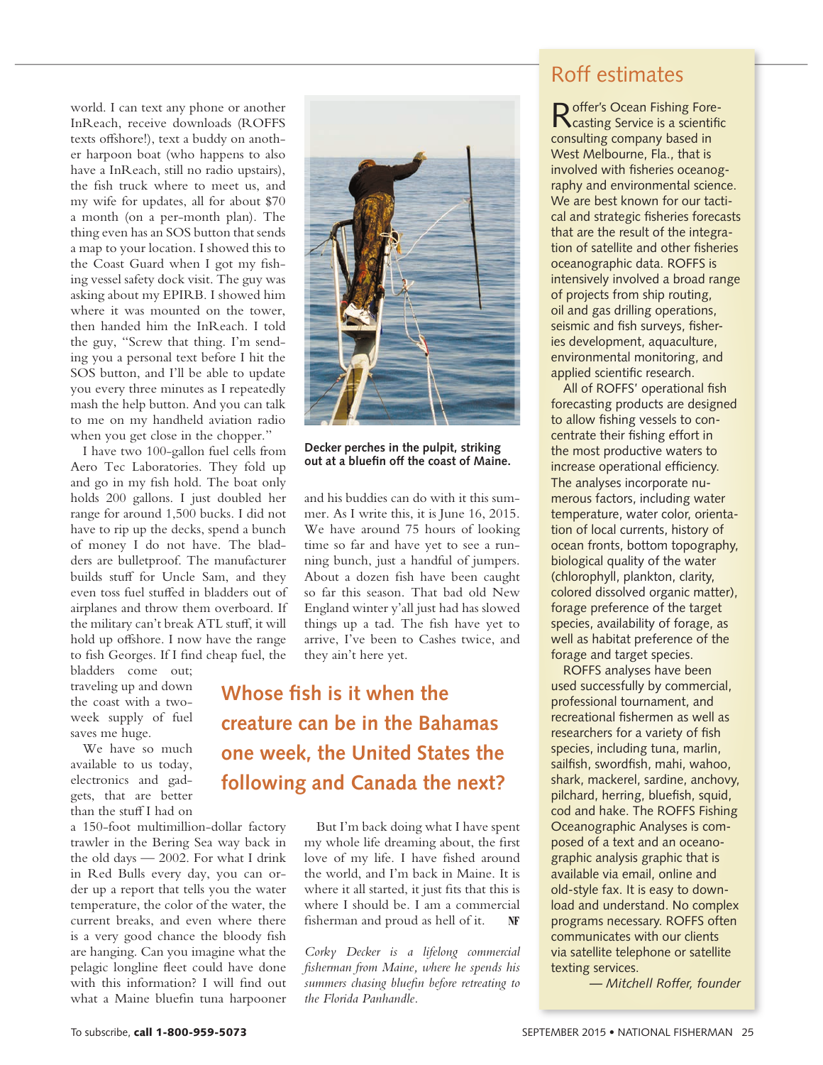world. I can text any phone or another InReach, receive downloads (ROFFS texts offshore!), text a buddy on another harpoon boat (who happens to also have a InReach, still no radio upstairs), the fish truck where to meet us, and my wife for updates, all for about $70 a month (on a per-month plan). The thing even has an SOS button that sends a map to your location. I showed this to the Coast Guard when I got my fishing vessel safety dock visit. The guy was asking about my EPIRB. I showed him where it was mounted on the tower, then handed him the InReach. I told the guy, "Screw that thing. I'm sending you a personal text before I hit the SOS button, and I'll be able to update you every three minutes as I repeatedly mash the help button. And you can talk to me on my handheld aviation radio when you get close in the chopper."

I have two 100-gallon fuel cells from Aero Tec Laboratories. They fold up and go in my fish hold. The boat only holds 200 gallons. I just doubled her range for around 1,500 bucks. I did not have to rip up the decks, spend a bunch of money I do not have. The bladders are bulletproof. The manufacturer builds stuff for Uncle Sam, and they even toss fuel stuffed in bladders out of airplanes and throw them overboard. If the military can't break ATL stuff, it will hold up offshore. I now have the range to fish Georges. If I find cheap fuel, the bladders come out; traveling up and down the coast with a two-week supply of fuel saves me huge.

We have so much available to us today, electronics and gadgets, that are better than the stuff I had on a 150-foot multimillion-dollar factory trawler in the Bering Sea way back in the old days — 2002. For what I drink in Red Bulls every day, you can order up a report that tells you the water temperature, the color of the water, the current breaks, and even where there is a very good chance the bloody fish are hanging. Can you imagine what the pelagic longline fleet could have done with this information? I will find out what a Maine bluefin tuna harpooner and his buddies can do with it this summer. As I write this, it is June 16, 2015. We have around 75 hours of looking time so far and have yet to see a running bunch, just a handful of jumpers. About a dozen fish have been caught so far this season. That bad old New England winter y'all just had has slowed things up a tad. The fish have yet to arrive, We have been to Cashes twice, and they ain't here yet.

Decker perches in the pulpit, striking out at a bluefin off the coast of Maine.

**Whose fish is it when the creature can be in the Bahamas one week, the United States the following and Canada the next?**

But I'm back doing what I have spent my whole life dreaming about, the first love of my life. I have fished around the world, and I'm back in Maine. It is where it all started, it just fits that this is where I should be. I am a commercial fisherman and proud as hell of it. NF

*Corky Decker is a lifelong commercial fisherman from Maine, where he spends his summers chasing bluefin before retreating to the Florida Panhandle.*

## Roff estimates

Roffer's Ocean Fishing Forecasting Service is a scientific consulting company based in West Melbourne, Fla., that is involved with fisheries oceanography and environmental science. We are best known for our tactical and strategic fisheries forecasts that are the result of the integration of satellite and other fisheries oceanographic data. ROFFS is intensively involved a broad range of projects from ship routing, oil and gas drilling operations, seismic and fish surveys, fisheries development, aquaculture, environmental monitoring, and applied scientific research.

All of ROFFS' operational fish forecasting products are designed to allow fishing vessels to concentrate their fishing effort in the most productive waters to increase operational efficiency. The analyses incorporate numerous factors, including water temperature, water color, orientation of local currents, history of ocean fronts, bottom topography, biological quality of the water (chlorophyll, plankton, clarity, colored dissolved organic matter), forage preference of the target species, availability of forage, as well as habitat preference of the forage and target species.

ROFFS analyses have been used successfully by commercial, professional tournament, and recreational fishermen as well as researchers for a variety of fish species, including tuna, marlin, sailfish, swordfish, mahi, wahoo, shark, mackerel, sardine, anchovy, pilchard, herring, bluefish, squid, cod and hake. The ROFFS Fishing Oceanographic Analyses is composed of a text and an oceanographic analysis graphic that is available via email, online and old-style fax. It is easy to download and understand. No complex programs necessary. ROFFS often communicates with our clients via satellite telephone or satellite texting services.

*— Mitchell Roffer, founder*

To subscribe, **call 1-800-959-5073**